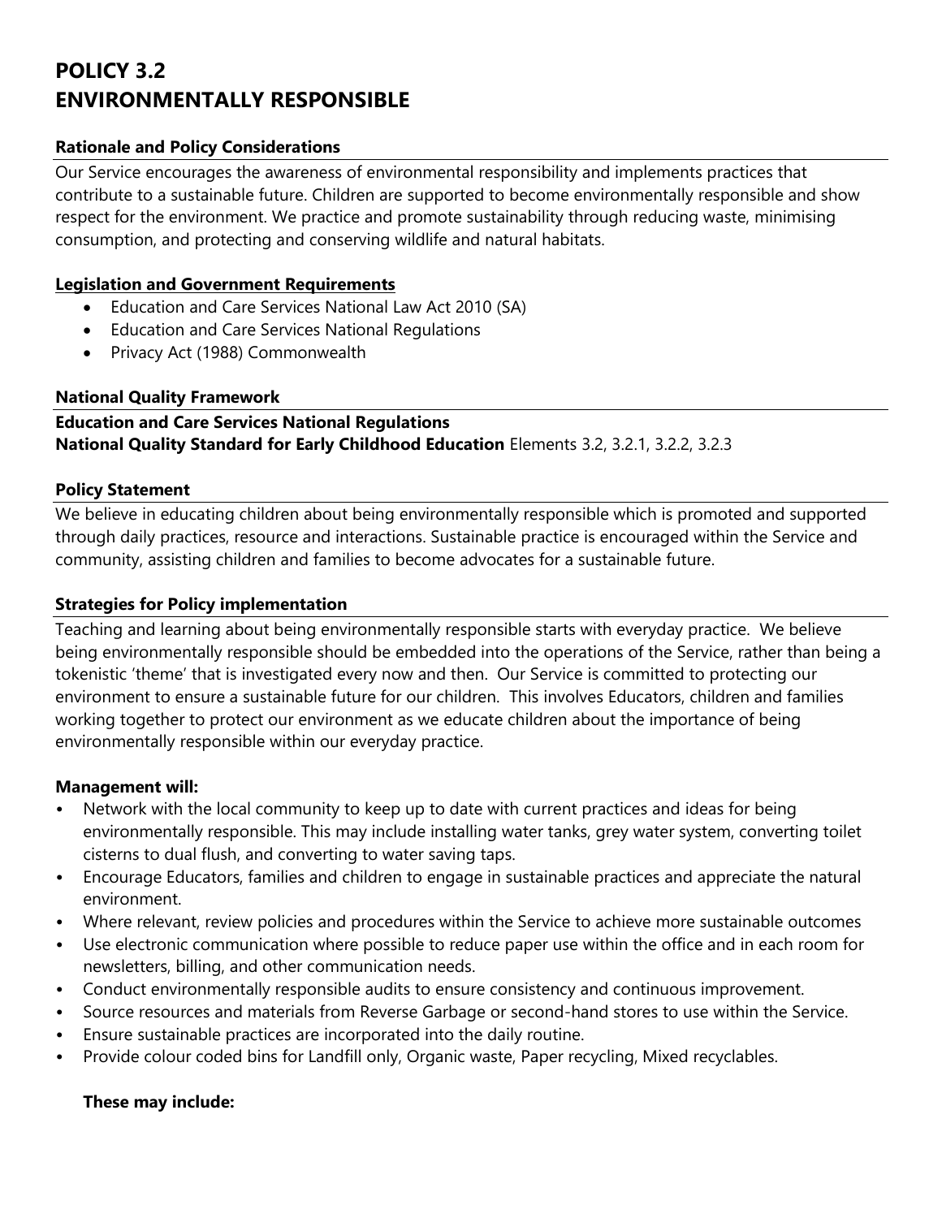# POLICY 3.2
# ENVIRONMENTALLY RESPONSIBLE

### Rationale and Policy Considerations

Our Service encourages the awareness of environmental responsibility and implements practices that contribute to a sustainable future. Children are supported to become environmentally responsible and show respect for the environment. We practice and promote sustainability through reducing waste, minimising consumption, and protecting and conserving wildlife and natural habitats.

### Legislation and Government Requirements

- Education and Care Services National Law Act 2010 (SA)
- Education and Care Services National Regulations
- Privacy Act (1988) Commonwealth

### National Quality Framework

**Education and Care Services National Regulations**
**National Quality Standard for Early Childhood Education** Elements 3.2, 3.2.1, 3.2.2, 3.2.3

### Policy Statement

We believe in educating children about being environmentally responsible which is promoted and supported through daily practices, resource and interactions. Sustainable practice is encouraged within the Service and community, assisting children and families to become advocates for a sustainable future.

### Strategies for Policy implementation

Teaching and learning about being environmentally responsible starts with everyday practice. We believe being environmentally responsible should be embedded into the operations of the Service, rather than being a tokenistic 'theme' that is investigated every now and then. Our Service is committed to protecting our environment to ensure a sustainable future for our children. This involves Educators, children and families working together to protect our environment as we educate children about the importance of being environmentally responsible within our everyday practice.

**Management will:**

- Network with the local community to keep up to date with current practices and ideas for being environmentally responsible. This may include installing water tanks, grey water system, converting toilet cisterns to dual flush, and converting to water saving taps.
- Encourage Educators, families and children to engage in sustainable practices and appreciate the natural environment.
- Where relevant, review policies and procedures within the Service to achieve more sustainable outcomes
- Use electronic communication where possible to reduce paper use within the office and in each room for newsletters, billing, and other communication needs.
- Conduct environmentally responsible audits to ensure consistency and continuous improvement.
- Source resources and materials from Reverse Garbage or second-hand stores to use within the Service.
- Ensure sustainable practices are incorporated into the daily routine.
- Provide colour coded bins for Landfill only, Organic waste, Paper recycling, Mixed recyclables.

**These may include:**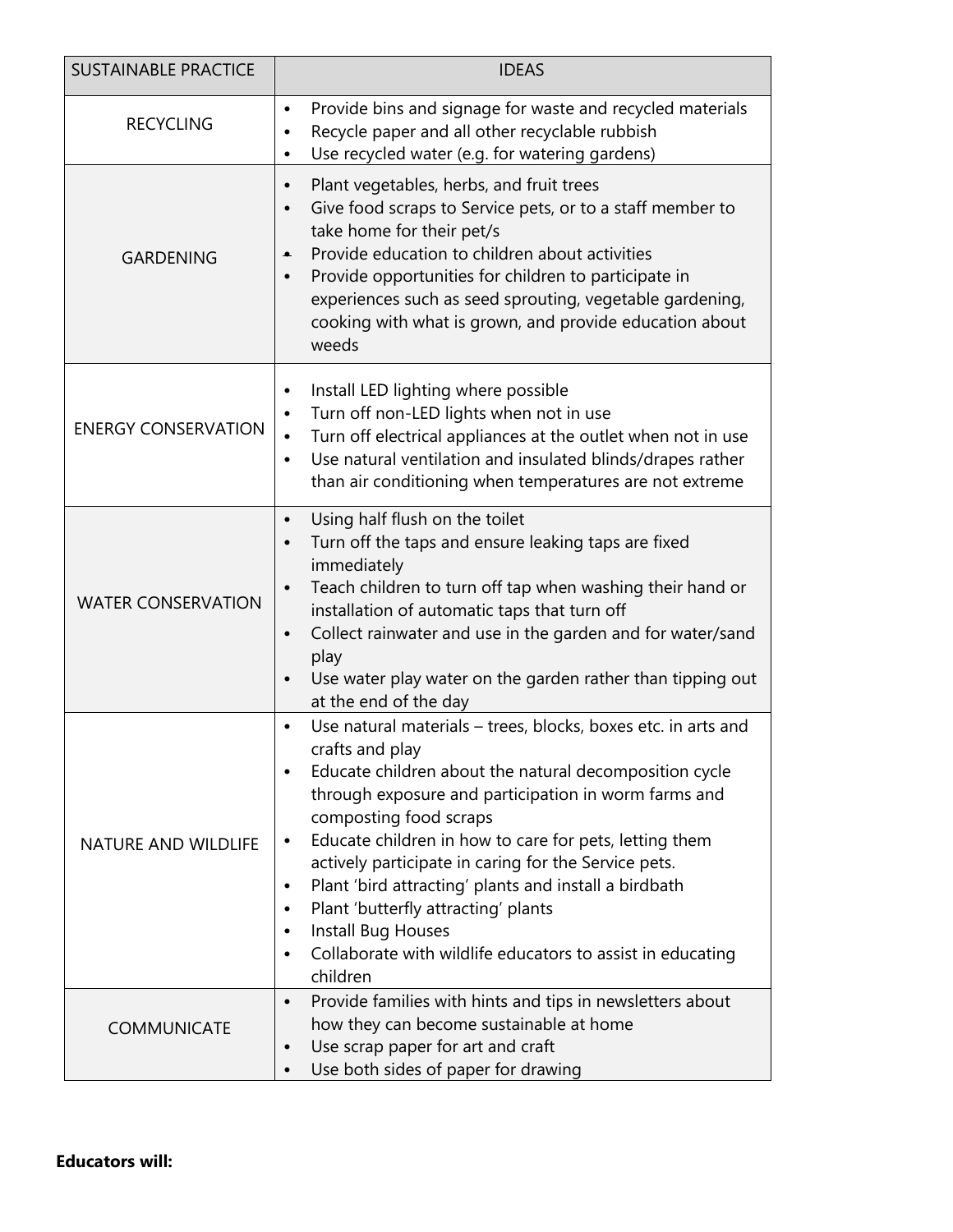| SUSTAINABLE PRACTICE | IDEAS |
|---|---|
| RECYCLING | • Provide bins and signage for waste and recycled materials<br>• Recycle paper and all other recyclable rubbish<br>• Use recycled water (e.g. for watering gardens) |
| GARDENING | • Plant vegetables, herbs, and fruit trees<br>• Give food scraps to Service pets, or to a staff member to take home for their pet/s<br>• Provide education to children about activities<br>• Provide opportunities for children to participate in experiences such as seed sprouting, vegetable gardening, cooking with what is grown, and provide education about weeds |
| ENERGY CONSERVATION | • Install LED lighting where possible<br>• Turn off non-LED lights when not in use<br>• Turn off electrical appliances at the outlet when not in use<br>• Use natural ventilation and insulated blinds/drapes rather than air conditioning when temperatures are not extreme |
| WATER CONSERVATION | • Using half flush on the toilet<br>• Turn off the taps and ensure leaking taps are fixed immediately<br>• Teach children to turn off tap when washing their hand or installation of automatic taps that turn off<br>• Collect rainwater and use in the garden and for water/sand play<br>• Use water play water on the garden rather than tipping out at the end of the day |
| NATURE AND WILDLIFE | • Use natural materials – trees, blocks, boxes etc. in arts and crafts and play<br>• Educate children about the natural decomposition cycle through exposure and participation in worm farms and composting food scraps<br>• Educate children in how to care for pets, letting them actively participate in caring for the Service pets.<br>• Plant 'bird attracting' plants and install a birdbath<br>• Plant 'butterfly attracting' plants<br>• Install Bug Houses<br>• Collaborate with wildlife educators to assist in educating children |
| COMMUNICATE | • Provide families with hints and tips in newsletters about how they can become sustainable at home<br>• Use scrap paper for art and craft<br>• Use both sides of paper for drawing |

**Educators will:**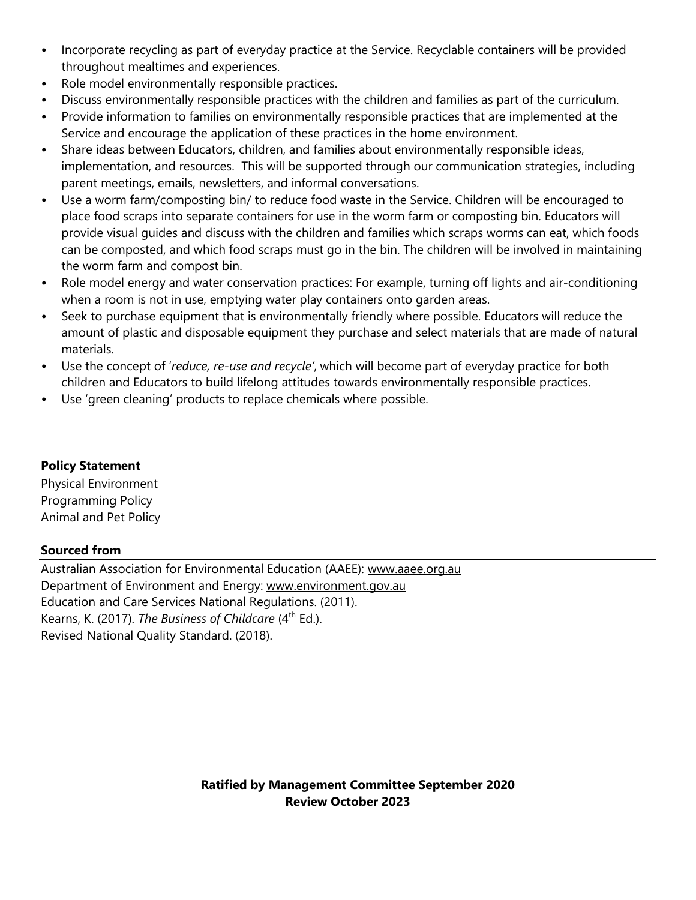- Incorporate recycling as part of everyday practice at the Service. Recyclable containers will be provided throughout mealtimes and experiences.
- Role model environmentally responsible practices.
- Discuss environmentally responsible practices with the children and families as part of the curriculum.
- Provide information to families on environmentally responsible practices that are implemented at the Service and encourage the application of these practices in the home environment.
- Share ideas between Educators, children, and families about environmentally responsible ideas, implementation, and resources. This will be supported through our communication strategies, including parent meetings, emails, newsletters, and informal conversations.
- Use a worm farm/composting bin/ to reduce food waste in the Service. Children will be encouraged to place food scraps into separate containers for use in the worm farm or composting bin. Educators will provide visual guides and discuss with the children and families which scraps worms can eat, which foods can be composted, and which food scraps must go in the bin. The children will be involved in maintaining the worm farm and compost bin.
- Role model energy and water conservation practices: For example, turning off lights and air-conditioning when a room is not in use, emptying water play containers onto garden areas.
- Seek to purchase equipment that is environmentally friendly where possible. Educators will reduce the amount of plastic and disposable equipment they purchase and select materials that are made of natural materials.
- Use the concept of '*reduce, re-use and recycle'*, which will become part of everyday practice for both children and Educators to build lifelong attitudes towards environmentally responsible practices.
- Use 'green cleaning' products to replace chemicals where possible.

**Policy Statement**

Physical Environment
Programming Policy
Animal and Pet Policy

**Sourced from**

Australian Association for Environmental Education (AAEE): www.aaee.org.au
Department of Environment and Energy: www.environment.gov.au
Education and Care Services National Regulations. (2011).
Kearns, K. (2017). *The Business of Childcare* (4th Ed.).
Revised National Quality Standard. (2018).

**Ratified by Management Committee September 2020**
**Review October 2023**